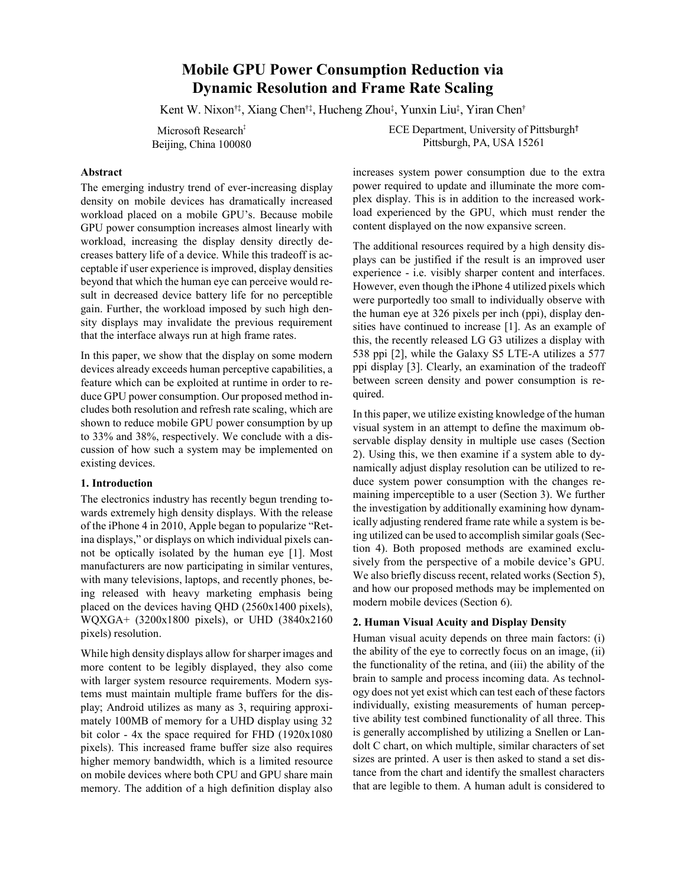# Mobile GPU Power Consumption Reduction via Dynamic Resolution and Frame Rate Scaling

Kent W. Nixon[†‡], Xiang Chen[†‡], Hucheng Zhou[‡], Yunxin Liu[‡], Yiran Chen[†]

Microsoft Research[‡]
Beijing, China 100080

ECE Department, University of Pittsburgh[†]
Pittsburgh, PA, USA 15261

### Abstract

The emerging industry trend of ever-increasing display density on mobile devices has dramatically increased workload placed on a mobile GPU's. Because mobile GPU power consumption increases almost linearly with workload, increasing the display density directly decreases battery life of a device. While this tradeoff is acceptable if user experience is improved, display densities beyond that which the human eye can perceive would result in decreased device battery life for no perceptible gain. Further, the workload imposed by such high density displays may invalidate the previous requirement that the interface always run at high frame rates.

In this paper, we show that the display on some modern devices already exceeds human perceptive capabilities, a feature which can be exploited at runtime in order to reduce GPU power consumption. Our proposed method includes both resolution and refresh rate scaling, which are shown to reduce mobile GPU power consumption by up to 33% and 38%, respectively. We conclude with a discussion of how such a system may be implemented on existing devices.

## 1. Introduction

The electronics industry has recently begun trending towards extremely high density displays. With the release of the iPhone 4 in 2010, Apple began to popularize "Retina displays," or displays on which individual pixels cannot be optically isolated by the human eye [1]. Most manufacturers are now participating in similar ventures, with many televisions, laptops, and recently phones, being released with heavy marketing emphasis being placed on the devices having QHD (2560x1400 pixels), WQXGA+ (3200x1800 pixels), or UHD (3840x2160 pixels) resolution.

While high density displays allow for sharper images and more content to be legibly displayed, they also come with larger system resource requirements. Modern systems must maintain multiple frame buffers for the display; Android utilizes as many as 3, requiring approximately 100MB of memory for a UHD display using 32 bit color - 4x the space required for FHD (1920x1080 pixels). This increased frame buffer size also requires higher memory bandwidth, which is a limited resource on mobile devices where both CPU and GPU share main memory. The addition of a high definition display also increases system power consumption due to the extra power required to update and illuminate the more complex display. This is in addition to the increased workload experienced by the GPU, which must render the content displayed on the now expansive screen.

The additional resources required by a high density displays can be justified if the result is an improved user experience - i.e. visibly sharper content and interfaces. However, even though the iPhone 4 utilized pixels which were purportedly too small to individually observe with the human eye at 326 pixels per inch (ppi), display densities have continued to increase [1]. As an example of this, the recently released LG G3 utilizes a display with 538 ppi [2], while the Galaxy S5 LTE-A utilizes a 577 ppi display [3]. Clearly, an examination of the tradeoff between screen density and power consumption is required.

In this paper, we utilize existing knowledge of the human visual system in an attempt to define the maximum observable display density in multiple use cases (Section 2). Using this, we then examine if a system able to dynamically adjust display resolution can be utilized to reduce system power consumption with the changes remaining imperceptible to a user (Section 3). We further the investigation by additionally examining how dynamically adjusting rendered frame rate while a system is being utilized can be used to accomplish similar goals (Section 4). Both proposed methods are examined exclusively from the perspective of a mobile device's GPU. We also briefly discuss recent, related works (Section 5), and how our proposed methods may be implemented on modern mobile devices (Section 6).

## 2. Human Visual Acuity and Display Density

Human visual acuity depends on three main factors: (i) the ability of the eye to correctly focus on an image, (ii) the functionality of the retina, and (iii) the ability of the brain to sample and process incoming data. As technology does not yet exist which can test each of these factors individually, existing measurements of human perceptive ability test combined functionality of all three. This is generally accomplished by utilizing a Snellen or Landolt C chart, on which multiple, similar characters of set sizes are printed. A user is then asked to stand a set distance from the chart and identify the smallest characters that are legible to them. A human adult is considered to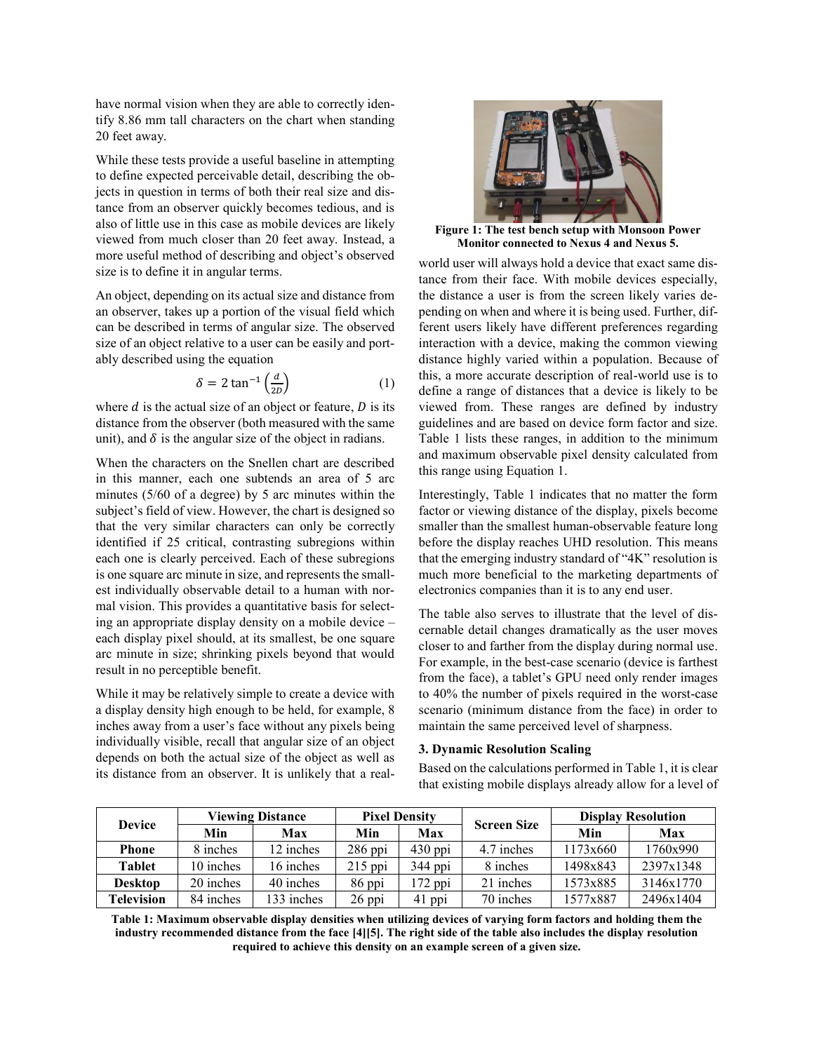have normal vision when they are able to correctly identify 8.86 mm tall characters on the chart when standing 20 feet away.

While these tests provide a useful baseline in attempting to define expected perceivable detail, describing the objects in question in terms of both their real size and distance from an observer quickly becomes tedious, and is also of little use in this case as mobile devices are likely viewed from much closer than 20 feet away. Instead, a more useful method of describing and object's observed size is to define it in angular terms.

An object, depending on its actual size and distance from an observer, takes up a portion of the visual field which can be described in terms of angular size. The observed size of an object relative to a user can be easily and portably described using the equation

$$\delta = 2\tan^{-1}\left(\frac{d}{2D}\right) \quad (1)$$

where $d$ is the actual size of an object or feature, $D$ is its distance from the observer (both measured with the same unit), and $\delta$ is the angular size of the object in radians.

When the characters on the Snellen chart are described in this manner, each one subtends an area of 5 arc minutes (5/60 of a degree) by 5 arc minutes within the subject's field of view. However, the chart is designed so that the very similar characters can only be correctly identified if 25 critical, contrasting subregions within each one is clearly perceived. Each of these subregions is one square arc minute in size, and represents the smallest individually observable detail to a human with normal vision. This provides a quantitative basis for selecting an appropriate display density on a mobile device – each display pixel should, at its smallest, be one square arc minute in size; shrinking pixels beyond that would result in no perceptible benefit.

While it may be relatively simple to create a device with a display density high enough to be held, for example, 8 inches away from a user's face without any pixels being individually visible, recall that angular size of an object depends on both the actual size of the object as well as its distance from an observer. It is unlikely that a real-world user will always hold a device that exact same distance from their face. With mobile devices especially, the distance a user is from the screen likely varies depending on when and where it is being used. Further, different users likely have different preferences regarding interaction with a device, making the common viewing distance highly varied within a population. Because of this, a more accurate description of real-world use is to define a range of distances that a device is likely to be viewed from. These ranges are defined by industry guidelines and are based on device form factor and size. Table 1 lists these ranges, in addition to the minimum and maximum observable pixel density calculated from this range using Equation 1.

**Figure 1: The test bench setup with Monsoon Power Monitor connected to Nexus 4 and Nexus 5.**

Interestingly, Table 1 indicates that no matter the form factor or viewing distance of the display, pixels become smaller than the smallest human-observable feature long before the display reaches UHD resolution. This means that the emerging industry standard of "4K" resolution is much more beneficial to the marketing departments of electronics companies than it is to any end user.

The table also serves to illustrate that the level of discernable detail changes dramatically as the user moves closer to and farther from the display during normal use. For example, in the best-case scenario (device is farthest from the face), a tablet's GPU need only render images to 40% the number of pixels required in the worst-case scenario (minimum distance from the face) in order to maintain the same perceived level of sharpness.

### 3. Dynamic Resolution Scaling

Based on the calculations performed in Table 1, it is clear that existing mobile displays already allow for a level of

| Device | Viewing Distance | | Pixel Density | | Screen Size | Display Resolution | |
|---|---|---|---|---|---|---|---|
| | Min | Max | Min | Max | | Min | Max |
| **Phone** | 8 inches | 12 inches | 286 ppi | 430 ppi | 4.7 inches | 1173x660 | 1760x990 |
| **Tablet** | 10 inches | 16 inches | 215 ppi | 344 ppi | 8 inches | 1498x843 | 2397x1348 |
| **Desktop** | 20 inches | 40 inches | 86 ppi | 172 ppi | 21 inches | 1573x885 | 3146x1770 |
| **Television** | 84 inches | 133 inches | 26 ppi | 41 ppi | 70 inches | 1577x887 | 2496x1404 |

**Table 1: Maximum observable display densities when utilizing devices of varying form factors and holding them the industry recommended distance from the face [4][5]. The right side of the table also includes the display resolution required to achieve this density on an example screen of a given size.**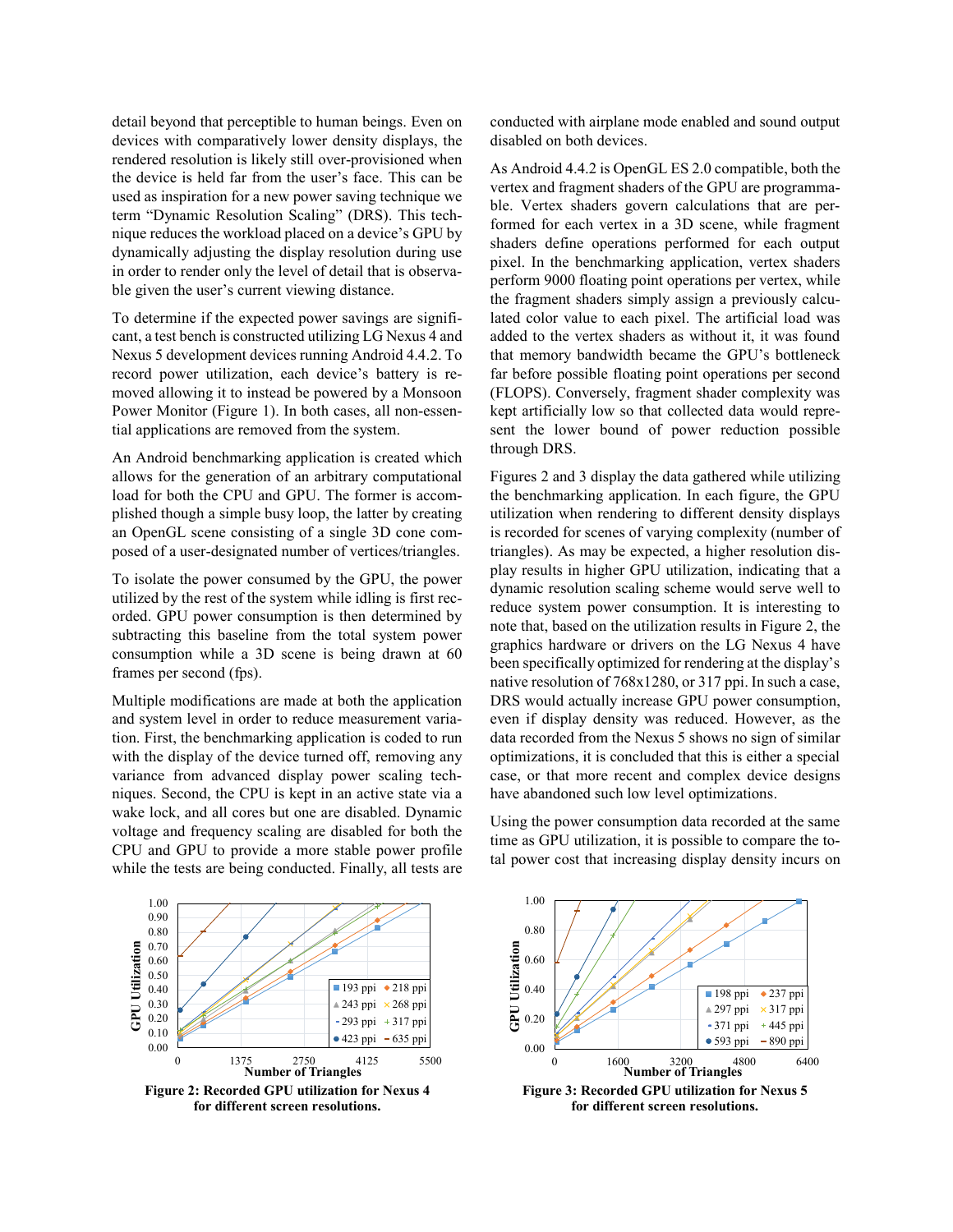detail beyond that perceptible to human beings. Even on devices with comparatively lower density displays, the rendered resolution is likely still over-provisioned when the device is held far from the user's face. This can be used as inspiration for a new power saving technique we term "Dynamic Resolution Scaling" (DRS). This technique reduces the workload placed on a device's GPU by dynamically adjusting the display resolution during use in order to render only the level of detail that is observable given the user's current viewing distance.

To determine if the expected power savings are significant, a test bench is constructed utilizing LG Nexus 4 and Nexus 5 development devices running Android 4.4.2. To record power utilization, each device's battery is removed allowing it to instead be powered by a Monsoon Power Monitor (Figure 1). In both cases, all non-essential applications are removed from the system.

An Android benchmarking application is created which allows for the generation of an arbitrary computational load for both the CPU and GPU. The former is accomplished though a simple busy loop, the latter by creating an OpenGL scene consisting of a single 3D cone composed of a user-designated number of vertices/triangles.

To isolate the power consumed by the GPU, the power utilized by the rest of the system while idling is first recorded. GPU power consumption is then determined by subtracting this baseline from the total system power consumption while a 3D scene is being drawn at 60 frames per second (fps).

Multiple modifications are made at both the application and system level in order to reduce measurement variation. First, the benchmarking application is coded to run with the display of the device turned off, removing any variance from advanced display power scaling techniques. Second, the CPU is kept in an active state via a wake lock, and all cores but one are disabled. Dynamic voltage and frequency scaling are disabled for both the CPU and GPU to provide a more stable power profile while the tests are being conducted. Finally, all tests are conducted with airplane mode enabled and sound output disabled on both devices.

As Android 4.4.2 is OpenGL ES 2.0 compatible, both the vertex and fragment shaders of the GPU are programmable. Vertex shaders govern calculations that are performed for each vertex in a 3D scene, while fragment shaders define operations performed for each output pixel. In the benchmarking application, vertex shaders perform 9000 floating point operations per vertex, while the fragment shaders simply assign a previously calculated color value to each pixel. The artificial load was added to the vertex shaders as without it, it was found that memory bandwidth became the GPU's bottleneck far before possible floating point operations per second (FLOPS). Conversely, fragment shader complexity was kept artificially low so that collected data would represent the lower bound of power reduction possible through DRS.

Figures 2 and 3 display the data gathered while utilizing the benchmarking application. In each figure, the GPU utilization when rendering to different density displays is recorded for scenes of varying complexity (number of triangles). As may be expected, a higher resolution display results in higher GPU utilization, indicating that a dynamic resolution scaling scheme would serve well to reduce system power consumption. It is interesting to note that, based on the utilization results in Figure 2, the graphics hardware or drivers on the LG Nexus 4 have been specifically optimized for rendering at the display's native resolution of 768x1280, or 317 ppi. In such a case, DRS would actually increase GPU power consumption, even if display density was reduced. However, as the data recorded from the Nexus 5 shows no sign of similar optimizations, it is concluded that this is either a special case, or that more recent and complex device designs have abandoned such low level optimizations.

Using the power consumption data recorded at the same time as GPU utilization, it is possible to compare the total power cost that increasing display density incurs on

**Figure 2: Recorded GPU utilization for Nexus 4 for different screen resolutions.**

**Figure 3: Recorded GPU utilization for Nexus 5 for different screen resolutions.**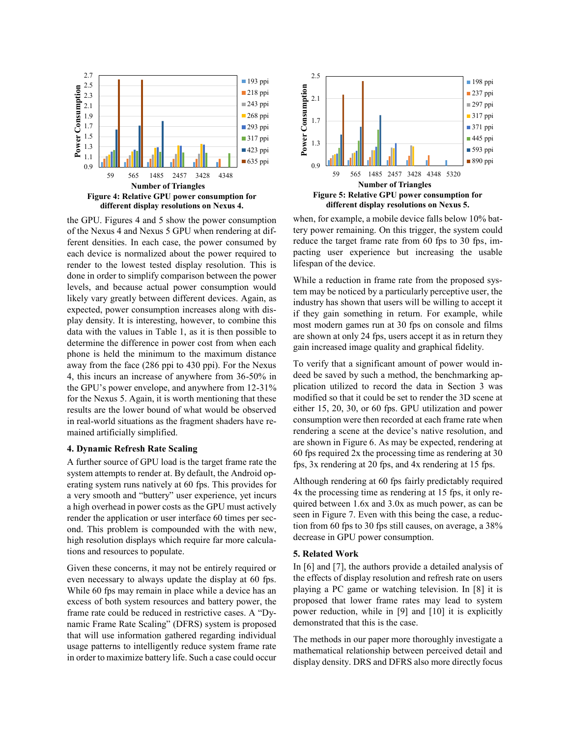**Figure 4: Relative GPU power consumption for different display resolutions on Nexus 4.**

**Figure 5: Relative GPU power consumption for different display resolutions on Nexus 5.**

the GPU. Figures 4 and 5 show the power consumption of the Nexus 4 and Nexus 5 GPU when rendering at different densities. In each case, the power consumed by each device is normalized about the power required to render to the lowest tested display resolution. This is done in order to simplify comparison between the power levels, and because actual power consumption would likely vary greatly between different devices. Again, as expected, power consumption increases along with display density. It is interesting, however, to combine this data with the values in Table 1, as it is then possible to determine the difference in power cost from when each phone is held the minimum to the maximum distance away from the face (286 ppi to 430 ppi). For the Nexus 4, this incurs an increase of anywhere from 36-50% in the GPU's power envelope, and anywhere from 12-31% for the Nexus 5. Again, it is worth mentioning that these results are the lower bound of what would be observed in real-world situations as the fragment shaders have remained artificially simplified.

### 4. Dynamic Refresh Rate Scaling

A further source of GPU load is the target frame rate the system attempts to render at. By default, the Android operating system runs natively at 60 fps. This provides for a very smooth and "buttery" user experience, yet incurs a high overhead in power costs as the GPU must actively render the application or user interface 60 times per second. This problem is compounded with the with new, high resolution displays which require far more calculations and resources to populate.

Given these concerns, it may not be entirely required or even necessary to always update the display at 60 fps. While 60 fps may remain in place while a device has an excess of both system resources and battery power, the frame rate could be reduced in restrictive cases. A "Dynamic Frame Rate Scaling" (DFRS) system is proposed that will use information gathered regarding individual usage patterns to intelligently reduce system frame rate in order to maximize battery life. Such a case could occur when, for example, a mobile device falls below 10% battery power remaining. On this trigger, the system could reduce the target frame rate from 60 fps to 30 fps, impacting user experience but increasing the usable lifespan of the device.

While a reduction in frame rate from the proposed system may be noticed by a particularly perceptive user, the industry has shown that users will be willing to accept it if they gain something in return. For example, while most modern games run at 30 fps on console and films are shown at only 24 fps, users accept it as in return they gain increased image quality and graphical fidelity.

To verify that a significant amount of power would indeed be saved by such a method, the benchmarking application utilized to record the data in Section 3 was modified so that it could be set to render the 3D scene at either 15, 20, 30, or 60 fps. GPU utilization and power consumption were then recorded at each frame rate when rendering a scene at the device's native resolution, and are shown in Figure 6. As may be expected, rendering at 60 fps required 2x the processing time as rendering at 30 fps, 3x rendering at 20 fps, and 4x rendering at 15 fps.

Although rendering at 60 fps fairly predictably required 4x the processing time as rendering at 15 fps, it only required between 1.6x and 3.0x as much power, as can be seen in Figure 7. Even with this being the case, a reduction from 60 fps to 30 fps still causes, on average, a 38% decrease in GPU power consumption.

### 5. Related Work

In [6] and [7], the authors provide a detailed analysis of the effects of display resolution and refresh rate on users playing a PC game or watching television. In [8] it is proposed that lower frame rates may lead to system power reduction, while in [9] and [10] it is explicitly demonstrated that this is the case.

The methods in our paper more thoroughly investigate a mathematical relationship between perceived detail and display density. DRS and DFRS also more directly focus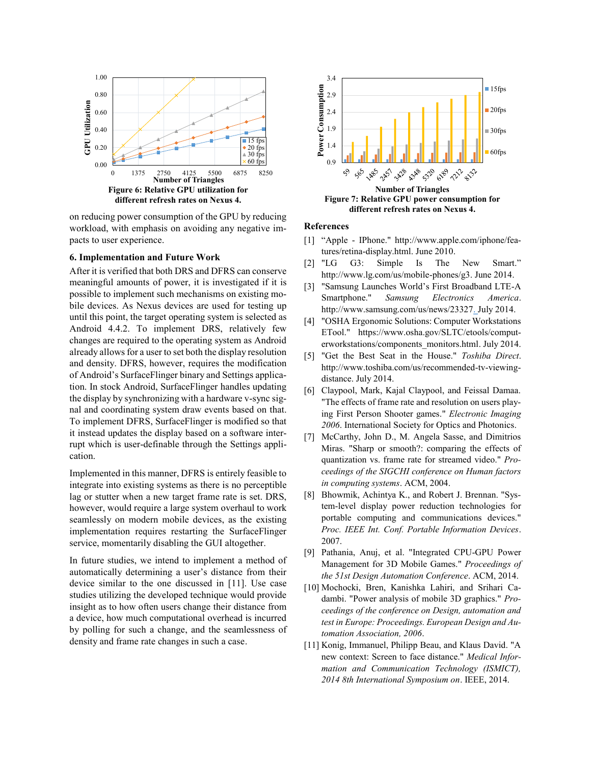1.00
0.80
0.60
0.40
0.20
0.00

GPU Utilization

0 1375 2750 4125 5500 6875 8250

Number of Triangles

15 fps
20 fps
30 fps
60 fps

**Figure 6: Relative GPU utilization for different refresh rates on Nexus 4.**

3.4
2.9
2.4
1.9
1.4
0.9

Power Consumption

59 565 1485 2457 3428 4348 5320 6189 7212 8132

Number of Triangles

15fps
20fps
30fps
60fps

**Figure 7: Relative GPU power consumption for different refresh rates on Nexus 4.**

on reducing power consumption of the GPU by reducing workload, with emphasis on avoiding any negative impacts to user experience.

### 6. Implementation and Future Work

After it is verified that both DRS and DFRS can conserve meaningful amounts of power, it is investigated if it is possible to implement such mechanisms on existing mobile devices. As Nexus devices are used for testing up until this point, the target operating system is selected as Android 4.4.2. To implement DRS, relatively few changes are required to the operating system as Android already allows for a user to set both the display resolution and density. DFRS, however, requires the modification of Android's SurfaceFlinger binary and Settings application. In stock Android, SurfaceFlinger handles updating the display by synchronizing with a hardware v-sync signal and coordinating system draw events based on that. To implement DFRS, SurfaceFlinger is modified so that it instead updates the display based on a software interrupt which is user-definable through the Settings application.

Implemented in this manner, DFRS is entirely feasible to integrate into existing systems as there is no perceptible lag or stutter when a new target frame rate is set. DRS, however, would require a large system overhaul to work seamlessly on modern mobile devices, as the existing implementation requires restarting the SurfaceFlinger service, momentarily disabling the GUI altogether.

In future studies, we intend to implement a method of automatically determining a user's distance from their device similar to the one discussed in [11]. Use case studies utilizing the developed technique would provide insight as to how often users change their distance from a device, how much computational overhead is incurred by polling for such a change, and the seamlessness of density and frame rate changes in such a case.

### References

[1] "Apple - IPhone." http://www.apple.com/iphone/features/retina-display.html. June 2010.

[2] "LG G3: Simple Is The New Smart." http://www.lg.com/us/mobile-phones/g3. June 2014.

[3] "Samsung Launches World's First Broadband LTE-A Smartphone." *Samsung Electronics America*. http://www.samsung.com/us/news/23327. July 2014.

[4] "OSHA Ergonomic Solutions: Computer Workstations ETool." https://www.osha.gov/SLTC/etools/computerworkstations/components_monitors.html. July 2014.

[5] "Get the Best Seat in the House." *Toshiba Direct*. http://www.toshiba.com/us/recommended-tv-viewing-distance. July 2014.

[6] Claypool, Mark, Kajal Claypool, and Feissal Damaa. "The effects of frame rate and resolution on users playing First Person Shooter games." *Electronic Imaging 2006*. International Society for Optics and Photonics.

[7] McCarthy, John D., M. Angela Sasse, and Dimitrios Miras. "Sharp or smooth?: comparing the effects of quantization vs. frame rate for streamed video." *Proceedings of the SIGCHI conference on Human factors in computing systems*. ACM, 2004.

[8] Bhowmik, Achintya K., and Robert J. Brennan. "System-level display power reduction technologies for portable computing and communications devices." *Proc. IEEE Int. Conf. Portable Information Devices*. 2007.

[9] Pathania, Anuj, et al. "Integrated CPU-GPU Power Management for 3D Mobile Games." *Proceedings of the 51st Design Automation Conference*. ACM, 2014.

[10] Mochocki, Bren, Kanishka Lahiri, and Srihari Cadambi. "Power analysis of mobile 3D graphics." *Proceedings of the conference on Design, automation and test in Europe: Proceedings. European Design and Automation Association, 2006*.

[11] Konig, Immanuel, Philipp Beau, and Klaus David. "A new context: Screen to face distance." *Medical Information and Communication Technology (ISMICT), 2014 8th International Symposium on*. IEEE, 2014.